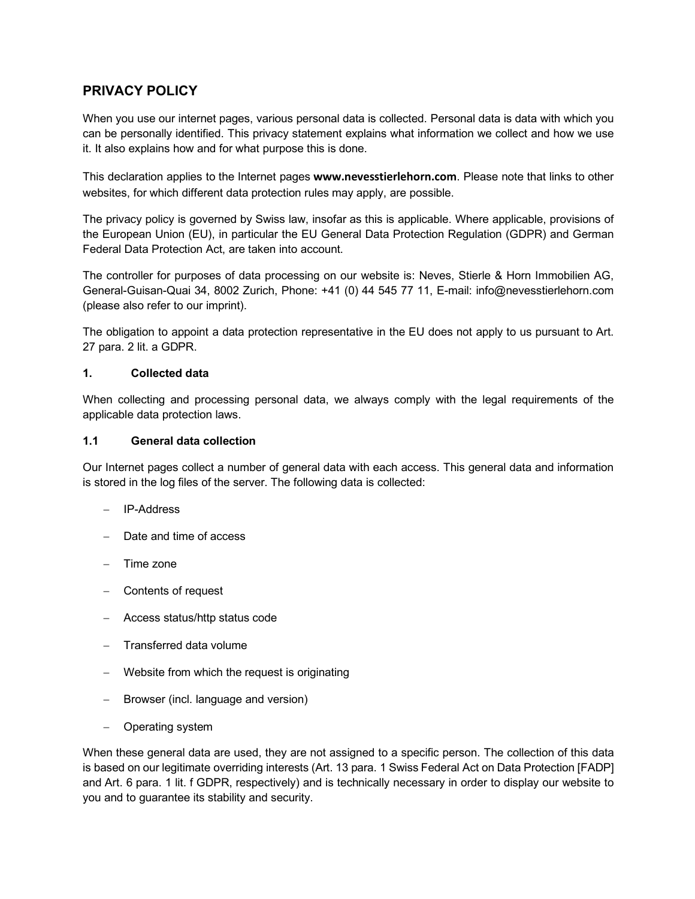# PRIVACY POLICY

When you use our internet pages, various personal data is collected. Personal data is data with which you can be personally identified. This privacy statement explains what information we collect and how we use it. It also explains how and for what purpose this is done.

This declaration applies to the Internet pages **www.nevesstierlehorn.com**. Please note that links to other websites, for which different data protection rules may apply, are possible.

The privacy policy is governed by Swiss law, insofar as this is applicable. Where applicable, provisions of the European Union (EU), in particular the EU General Data Protection Regulation (GDPR) and German Federal Data Protection Act, are taken into account.

The controller for purposes of data processing on our website is: Neves, Stierle & Horn Immobilien AG, General-Guisan-Quai 34, 8002 Zurich, Phone: +41 (0) 44 545 77 11, E-mail: info@nevesstierlehorn.com (please also refer to our imprint).

The obligation to appoint a data protection representative in the EU does not apply to us pursuant to Art. 27 para. 2 lit. a GDPR.

## 1. Collected data

When collecting and processing personal data, we always comply with the legal requirements of the applicable data protection laws.

### 1.1 General data collection

Our Internet pages collect a number of general data with each access. This general data and information is stored in the log files of the server. The following data is collected:

- IP-Address
- Date and time of access
- Time zone
- Contents of request
- Access status/http status code
- Transferred data volume
- Website from which the request is originating
- Browser (incl. language and version)
- Operating system

When these general data are used, they are not assigned to a specific person. The collection of this data is based on our legitimate overriding interests (Art. 13 para. 1 Swiss Federal Act on Data Protection [FADP] and Art. 6 para. 1 lit. f GDPR, respectively) and is technically necessary in order to display our website to you and to guarantee its stability and security.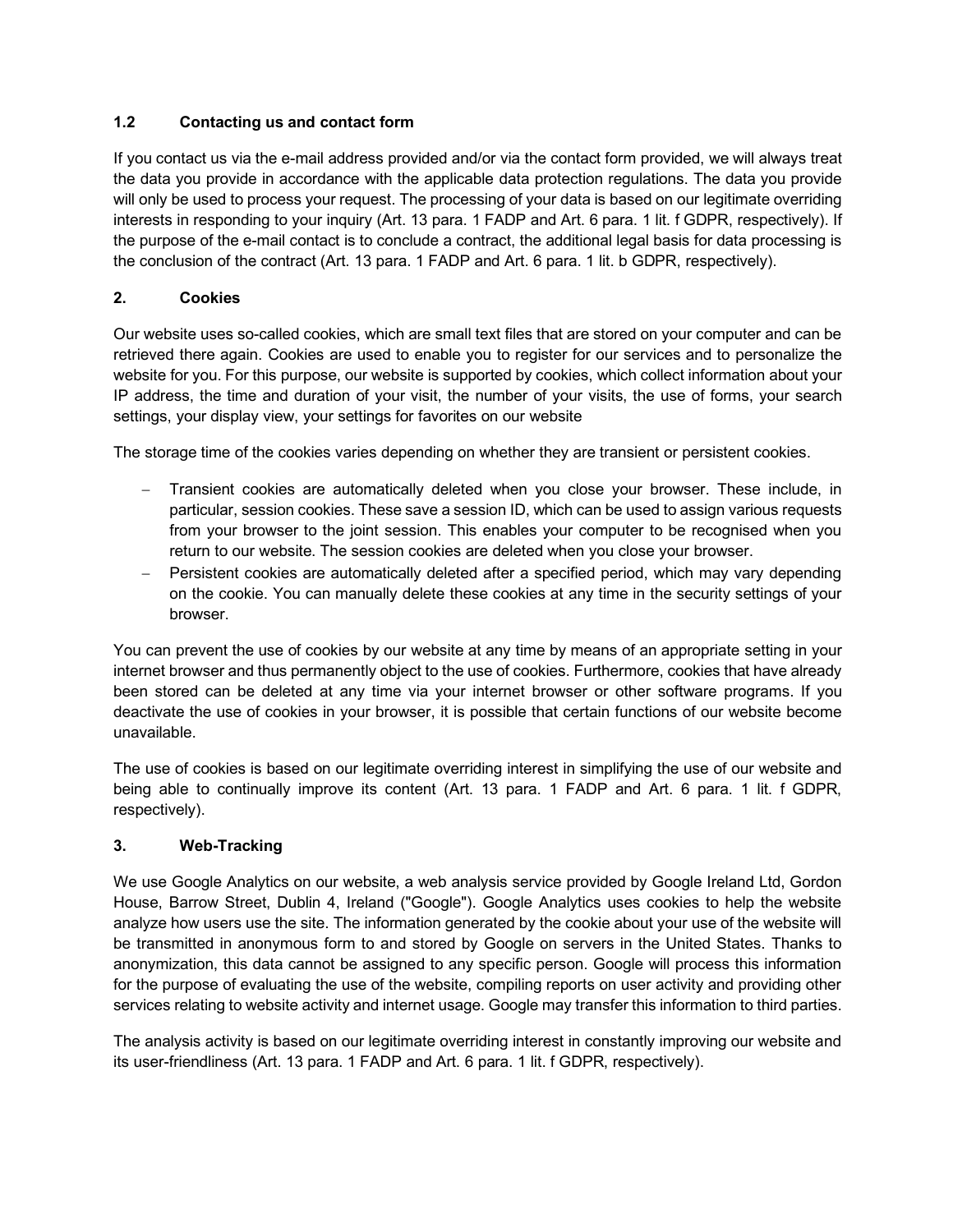### 1.2 Contacting us and contact form

If you contact us via the e-mail address provided and/or via the contact form provided, we will always treat the data you provide in accordance with the applicable data protection regulations. The data you provide will only be used to process your request. The processing of your data is based on our legitimate overriding interests in responding to your inquiry (Art. 13 para. 1 FADP and Art. 6 para. 1 lit. f GDPR, respectively). If the purpose of the e-mail contact is to conclude a contract, the additional legal basis for data processing is the conclusion of the contract (Art. 13 para. 1 FADP and Art. 6 para. 1 lit. b GDPR, respectively).

## 2. Cookies

Our website uses so-called cookies, which are small text files that are stored on your computer and can be retrieved there again. Cookies are used to enable you to register for our services and to personalize the website for you. For this purpose, our website is supported by cookies, which collect information about your IP address, the time and duration of your visit, the number of your visits, the use of forms, your search settings, your display view, your settings for favorites on our website

The storage time of the cookies varies depending on whether they are transient or persistent cookies.

- Transient cookies are automatically deleted when you close your browser. These include, in particular, session cookies. These save a session ID, which can be used to assign various requests from your browser to the joint session. This enables your computer to be recognised when you return to our website. The session cookies are deleted when you close your browser.
- Persistent cookies are automatically deleted after a specified period, which may vary depending on the cookie. You can manually delete these cookies at any time in the security settings of your browser.

You can prevent the use of cookies by our website at any time by means of an appropriate setting in your internet browser and thus permanently object to the use of cookies. Furthermore, cookies that have already been stored can be deleted at any time via your internet browser or other software programs. If you deactivate the use of cookies in your browser, it is possible that certain functions of our website become unavailable.

The use of cookies is based on our legitimate overriding interest in simplifying the use of our website and being able to continually improve its content (Art. 13 para. 1 FADP and Art. 6 para. 1 lit. f GDPR, respectively).

## 3. Web-Tracking

We use Google Analytics on our website, a web analysis service provided by Google Ireland Ltd, Gordon House, Barrow Street, Dublin 4, Ireland ("Google"). Google Analytics uses cookies to help the website analyze how users use the site. The information generated by the cookie about your use of the website will be transmitted in anonymous form to and stored by Google on servers in the United States. Thanks to anonymization, this data cannot be assigned to any specific person. Google will process this information for the purpose of evaluating the use of the website, compiling reports on user activity and providing other services relating to website activity and internet usage. Google may transfer this information to third parties.

The analysis activity is based on our legitimate overriding interest in constantly improving our website and its user-friendliness (Art. 13 para. 1 FADP and Art. 6 para. 1 lit. f GDPR, respectively).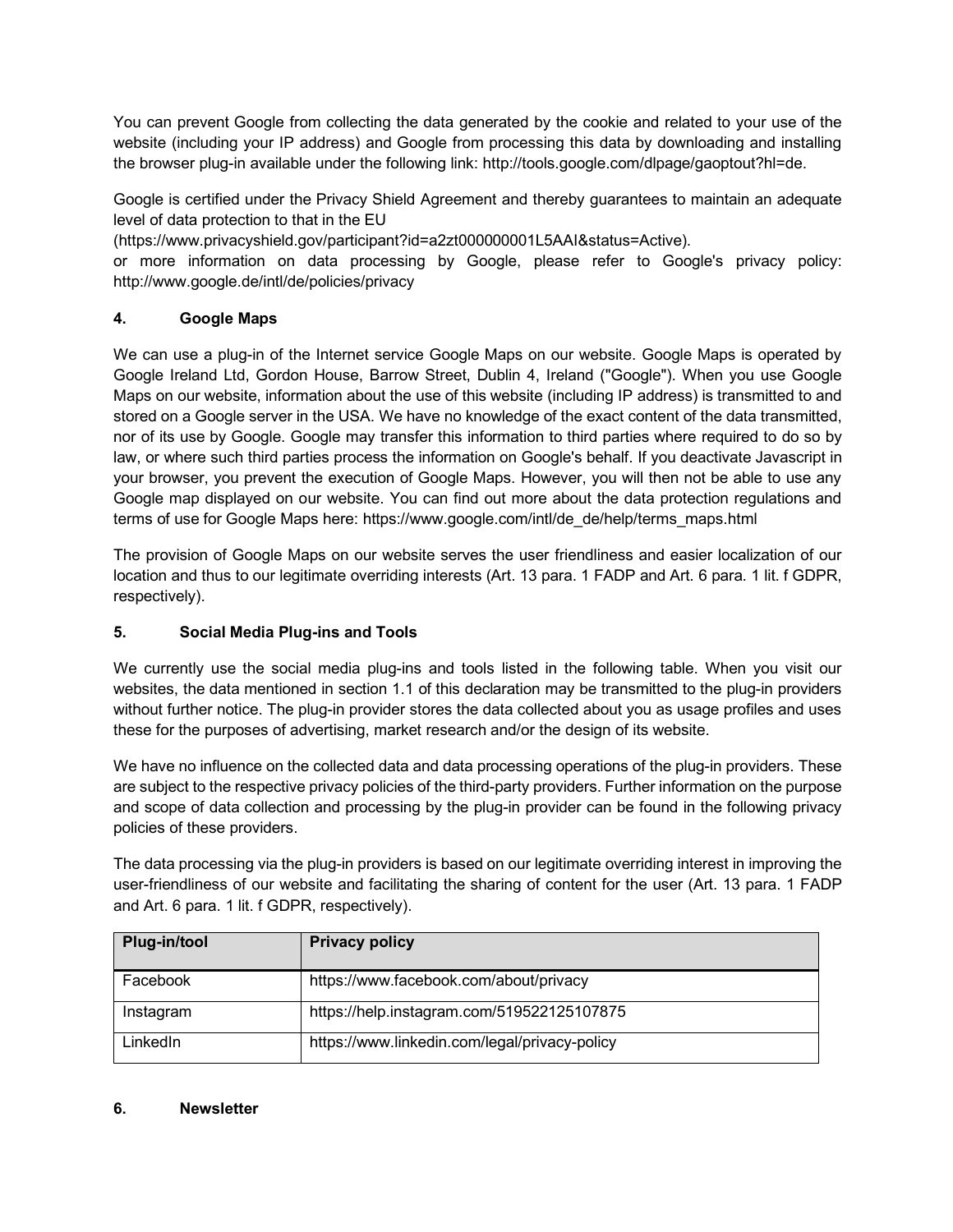You can prevent Google from collecting the data generated by the cookie and related to your use of the website (including your IP address) and Google from processing this data by downloading and installing the browser plug-in available under the following link: http://tools.google.com/dlpage/gaoptout?hl=de.

Google is certified under the Privacy Shield Agreement and thereby guarantees to maintain an adequate level of data protection to that in the EU (https://www.privacyshield.gov/participant?id=a2zt000000001L5AAI&status=Active).
or more information on data processing by Google, please refer to Google's privacy policy: http://www.google.de/intl/de/policies/privacy

## 4. Google Maps

We can use a plug-in of the Internet service Google Maps on our website. Google Maps is operated by Google Ireland Ltd, Gordon House, Barrow Street, Dublin 4, Ireland ("Google"). When you use Google Maps on our website, information about the use of this website (including IP address) is transmitted to and stored on a Google server in the USA. We have no knowledge of the exact content of the data transmitted, nor of its use by Google. Google may transfer this information to third parties where required to do so by law, or where such third parties process the information on Google's behalf. If you deactivate Javascript in your browser, you prevent the execution of Google Maps. However, you will then not be able to use any Google map displayed on our website. You can find out more about the data protection regulations and terms of use for Google Maps here: https://www.google.com/intl/de_de/help/terms_maps.html

The provision of Google Maps on our website serves the user friendliness and easier localization of our location and thus to our legitimate overriding interests (Art. 13 para. 1 FADP and Art. 6 para. 1 lit. f GDPR, respectively).

## 5. Social Media Plug-ins and Tools

We currently use the social media plug-ins and tools listed in the following table. When you visit our websites, the data mentioned in section 1.1 of this declaration may be transmitted to the plug-in providers without further notice. The plug-in provider stores the data collected about you as usage profiles and uses these for the purposes of advertising, market research and/or the design of its website.

We have no influence on the collected data and data processing operations of the plug-in providers. These are subject to the respective privacy policies of the third-party providers. Further information on the purpose and scope of data collection and processing by the plug-in provider can be found in the following privacy policies of these providers.

The data processing via the plug-in providers is based on our legitimate overriding interest in improving the user-friendliness of our website and facilitating the sharing of content for the user (Art. 13 para. 1 FADP and Art. 6 para. 1 lit. f GDPR, respectively).

| Plug-in/tool | Privacy policy |
|---|---|
| Facebook | https://www.facebook.com/about/privacy |
| Instagram | https://help.instagram.com/519522125107875 |
| LinkedIn | https://www.linkedin.com/legal/privacy-policy |

## 6. Newsletter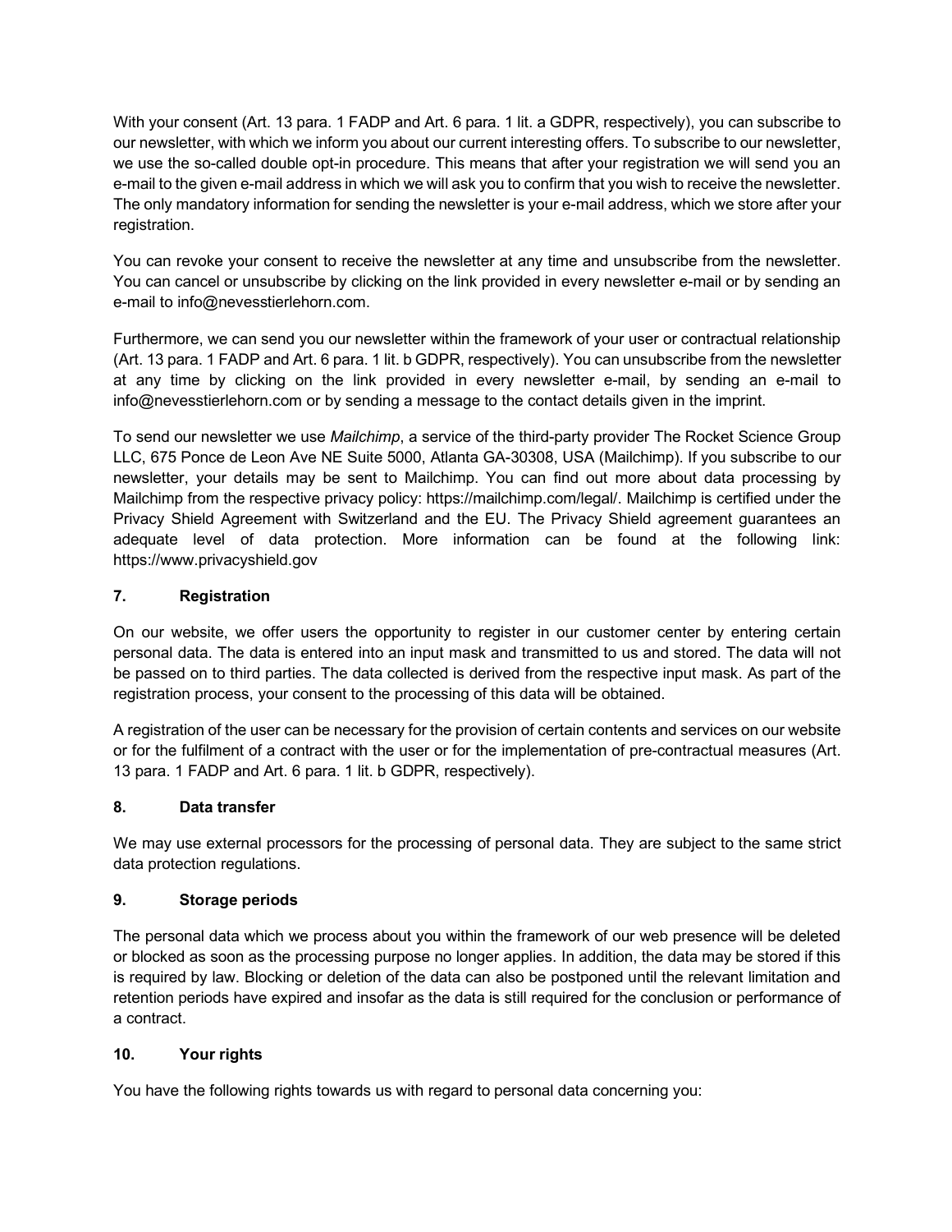With your consent (Art. 13 para. 1 FADP and Art. 6 para. 1 lit. a GDPR, respectively), you can subscribe to our newsletter, with which we inform you about our current interesting offers. To subscribe to our newsletter, we use the so-called double opt-in procedure. This means that after your registration we will send you an e-mail to the given e-mail address in which we will ask you to confirm that you wish to receive the newsletter. The only mandatory information for sending the newsletter is your e-mail address, which we store after your registration.

You can revoke your consent to receive the newsletter at any time and unsubscribe from the newsletter. You can cancel or unsubscribe by clicking on the link provided in every newsletter e-mail or by sending an e-mail to info@nevesstierlehorn.com.

Furthermore, we can send you our newsletter within the framework of your user or contractual relationship (Art. 13 para. 1 FADP and Art. 6 para. 1 lit. b GDPR, respectively). You can unsubscribe from the newsletter at any time by clicking on the link provided in every newsletter e-mail, by sending an e-mail to info@nevesstierlehorn.com or by sending a message to the contact details given in the imprint.

To send our newsletter we use *Mailchimp*, a service of the third-party provider The Rocket Science Group LLC, 675 Ponce de Leon Ave NE Suite 5000, Atlanta GA-30308, USA (Mailchimp). If you subscribe to our newsletter, your details may be sent to Mailchimp. You can find out more about data processing by Mailchimp from the respective privacy policy: https://mailchimp.com/legal/. Mailchimp is certified under the Privacy Shield Agreement with Switzerland and the EU. The Privacy Shield agreement guarantees an adequate level of data protection. More information can be found at the following link: https://www.privacyshield.gov

## 7. Registration

On our website, we offer users the opportunity to register in our customer center by entering certain personal data. The data is entered into an input mask and transmitted to us and stored. The data will not be passed on to third parties. The data collected is derived from the respective input mask. As part of the registration process, your consent to the processing of this data will be obtained.

A registration of the user can be necessary for the provision of certain contents and services on our website or for the fulfilment of a contract with the user or for the implementation of pre-contractual measures (Art. 13 para. 1 FADP and Art. 6 para. 1 lit. b GDPR, respectively).

## 8. Data transfer

We may use external processors for the processing of personal data. They are subject to the same strict data protection regulations.

## 9. Storage periods

The personal data which we process about you within the framework of our web presence will be deleted or blocked as soon as the processing purpose no longer applies. In addition, the data may be stored if this is required by law. Blocking or deletion of the data can also be postponed until the relevant limitation and retention periods have expired and insofar as the data is still required for the conclusion or performance of a contract.

## 10. Your rights

You have the following rights towards us with regard to personal data concerning you: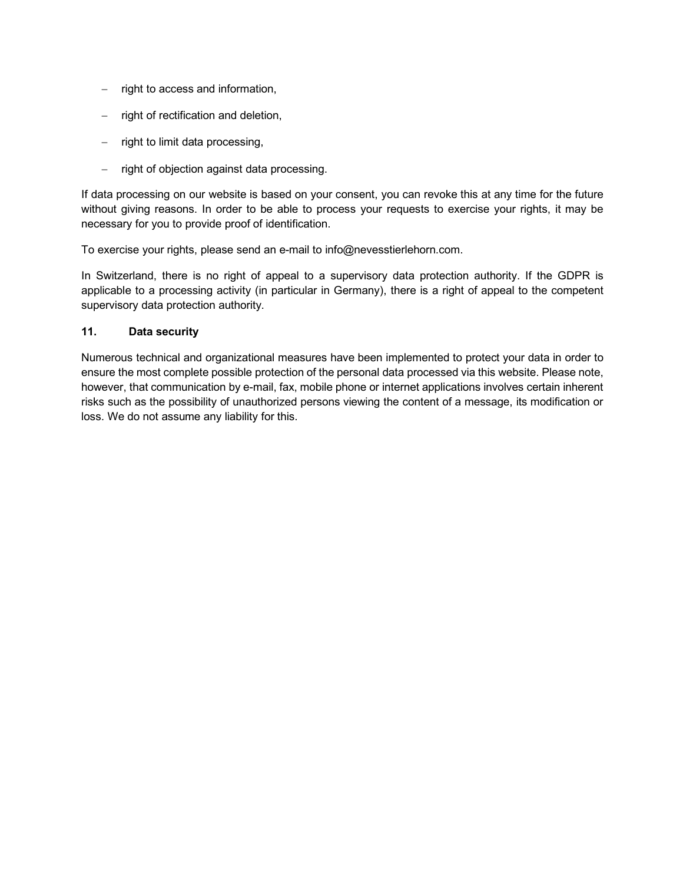- right to access and information,
- right of rectification and deletion,
- right to limit data processing,
- right of objection against data processing.

If data processing on our website is based on your consent, you can revoke this at any time for the future without giving reasons. In order to be able to process your requests to exercise your rights, it may be necessary for you to provide proof of identification.

To exercise your rights, please send an e-mail to info@nevesstierlehorn.com.

In Switzerland, there is no right of appeal to a supervisory data protection authority. If the GDPR is applicable to a processing activity (in particular in Germany), there is a right of appeal to the competent supervisory data protection authority.

## 11. Data security

Numerous technical and organizational measures have been implemented to protect your data in order to ensure the most complete possible protection of the personal data processed via this website. Please note, however, that communication by e-mail, fax, mobile phone or internet applications involves certain inherent risks such as the possibility of unauthorized persons viewing the content of a message, its modification or loss. We do not assume any liability for this.